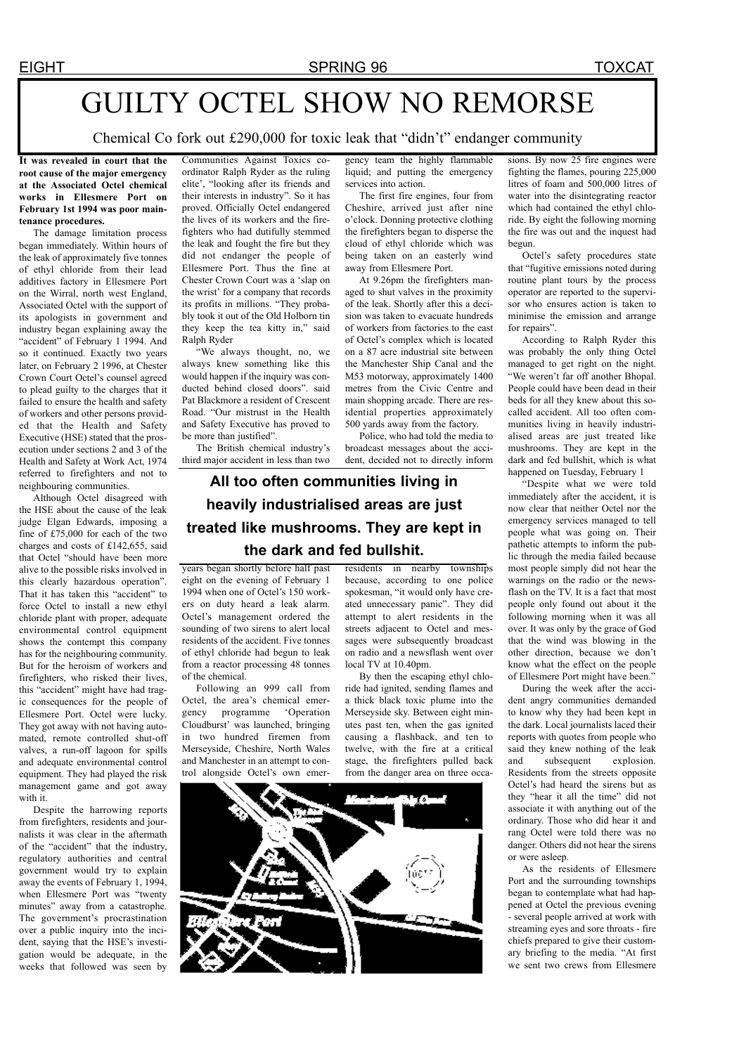# GUILTY OCTEL SHOW NO REMORSE

Chemical Co fork out £290,000 for toxic leak that "didn't" endanger community

**It was revealed in court that the root cause of the major emergency at the Associated Octel chemical works in Ellesmere Port on February 1st 1994 was poor maintenance procedures.**

The damage limitation process began immediately. Within hours of the leak of approximately five tonnes of ethyl chloride from their lead additives factory in Ellesmere Port on the Wirral, north west England, Associated Octel with the support of its apologists in government and industry began explaining away the "accident" of February 1 1994. And so it continued. Exactly two years later, on February 2 1996, at Chester Crown Court Octel's counsel agreed to plead guilty to the charges that it failed to ensure the health and safety of workers and other persons provided that the Health and Safety Executive (HSE) stated that the prosecution under sections 2 and 3 of the Health and Safety at Work Act, 1974 referred to firefighters and not to neighbouring communities.

Although Octel disagreed with the HSE about the cause of the leak judge Elgan Edwards, imposing a fine of £75,000 for each of the two charges and costs of £142,655, said that Octel "should have been more alive to the possible risks involved in this clearly hazardous operation". That it has taken this "accident" to force Octel to install a new ethyl chloride plant with proper, adequate environmental control equipment shows the contempt this company has for the neighbouring community. But for the heroism of workers and firefighters, who risked their lives, this "accident" might have had tragic consequences for the people of Ellesmere Port. Octel were lucky. They got away with not having automated, remote controlled shut-off valves, a run-off lagoon for spills and adequate environmental control equipment. They had played the risk management game and got away with it.

Despite the harrowing reports from firefighters, residents and journalists it was clear in the aftermath of the "accident" that the industry, regulatory authorities and central government would try to explain away the events of February 1, 1994, when Ellesmere Port was "twenty minutes" away from a catastrophe. The government's procrastination over a public inquiry into the incident, saying that the HSE's investigation would be adequate, in the weeks that followed was seen by Communities Against Toxics co-ordinator Ralph Ryder as the ruling elite', "looking after its friends and their interests in industry". So it has proved. Officially Octel endangered the lives of its workers and the firefighters who had dutifully stemmed the leak and fought the fire but they did not endanger the people of Ellesmere Port. Thus the fine at Chester Crown Court was a 'slap on the wrist' for a company that records its profits in millions. "They probably took it out of the Old Holborn tin they keep the tea kitty in," said Ralph Ryder

"We always thought, no, we always knew something like this would happen if the inquiry was conducted behind closed doors". said Pat Blackmore a resident of Crescent Road. "Our mistrust in the Health and Safety Executive has proved to be more than justified".

The British chemical industry's third major accident in less than two years began shortly before half past eight on the evening of February 1 1994 when one of Octel's 150 workers on duty heard a leak alarm. Octel's management ordered the sounding of two sirens to alert local residents of the accident. Five tonnes of ethyl chloride had begun to leak from a reactor processing 48 tonnes of the chemical.

Following an 999 call from Octel, the area's chemical emergency programme 'Operation Cloudburst' was launched, bringing in two hundred firemen from Merseyside, Cheshire, North Wales and Manchester in an attempt to control alongside Octel's own emergency team the highly flammable liquid; and putting the emergency services into action.

The first fire engines, four from Cheshire, arrived just after nine o'clock. Donning protective clothing the firefighters began to disperse the cloud of ethyl chloride which was being taken on an easterly wind away from Ellesmere Port.

At 9.26pm the firefighters managed to shut valves in the proximity of the leak. Shortly after this a decision was taken to evacuate hundreds of workers from factories to the east of Octel's complex which is located on a 87 acre industrial site between the Manchester Ship Canal and the M53 motorway, approximately 1400 metres from the Civic Centre and main shopping arcade. There are residential properties approximately 500 yards away from the factory.

Police, who had told the media to broadcast messages about the accident, decided not to directly inform residents in nearby townships because, according to one police spokesman, "it would only have created unnecessary panic". They did attempt to alert residents in the streets adjacent to Octel and messages were subsequently broadcast on radio and a newsflash went over local TV at 10.40pm.

By then the escaping ethyl chloride had ignited, sending flames and a thick black toxic plume into the Merseyside sky. Between eight minutes past ten, when the gas ignited causing a flashback, and ten to twelve, with the fire at a critical stage, the firefighters pulled back from the danger area on three occasions. By now 25 fire engines were fighting the flames, pouring 225,000 litres of foam and 500,000 litres of water into the disintegrating reactor which had contained the ethyl chloride. By eight the following morning the fire was out and the inquest had begun.

**All too often communities living in heavily industrialised areas are just treated like mushrooms. They are kept in the dark and fed bullshit.**

Octel's safety procedures state that "fugitive emissions noted during routine plant tours by the process operator are reported to the supervisor who ensures action is taken to minimise the emission and arrange for repairs".

According to Ralph Ryder this was probably the only thing Octel managed to get right on the night. "We weren't far off another Bhopal. People could have been dead in their beds for all they knew about this so-called accident. All too often communities living in heavily industrialised areas are just treated like mushrooms. They are kept in the dark and fed bullshit, which is what happened on Tuesday, February 1

"Despite what we were told immediately after the accident, it is now clear that neither Octel nor the emergency services managed to tell people what was going on. Their pathetic attempts to inform the public through the media failed because most people simply did not hear the warnings on the radio or the newsflash on the TV. It is a fact that most people only found out about it the following morning when it was all over. It was only by the grace of God that the wind was blowing in the other direction, because we don't know what the effect on the people of Ellesmere Port might have been."

During the week after the accident angry communities demanded to know why they had been kept in the dark. Local journalists laced their reports with quotes from people who said they knew nothing of the leak and subsequent explosion. Residents from the streets opposite Octel's had heard the sirens but as they "hear it all the time" did not associate it with anything out of the ordinary. Those who did hear it and rang Octel were told there was no danger. Others did not hear the sirens or were asleep.

As the residents of Ellesmere Port and the surrounding townships began to contemplate what had happened at Octel the previous evening - several people arrived at work with streaming eyes and sore throats - fire chiefs prepared to give their customary briefing to the media. "At first we sent two crews from Ellesmere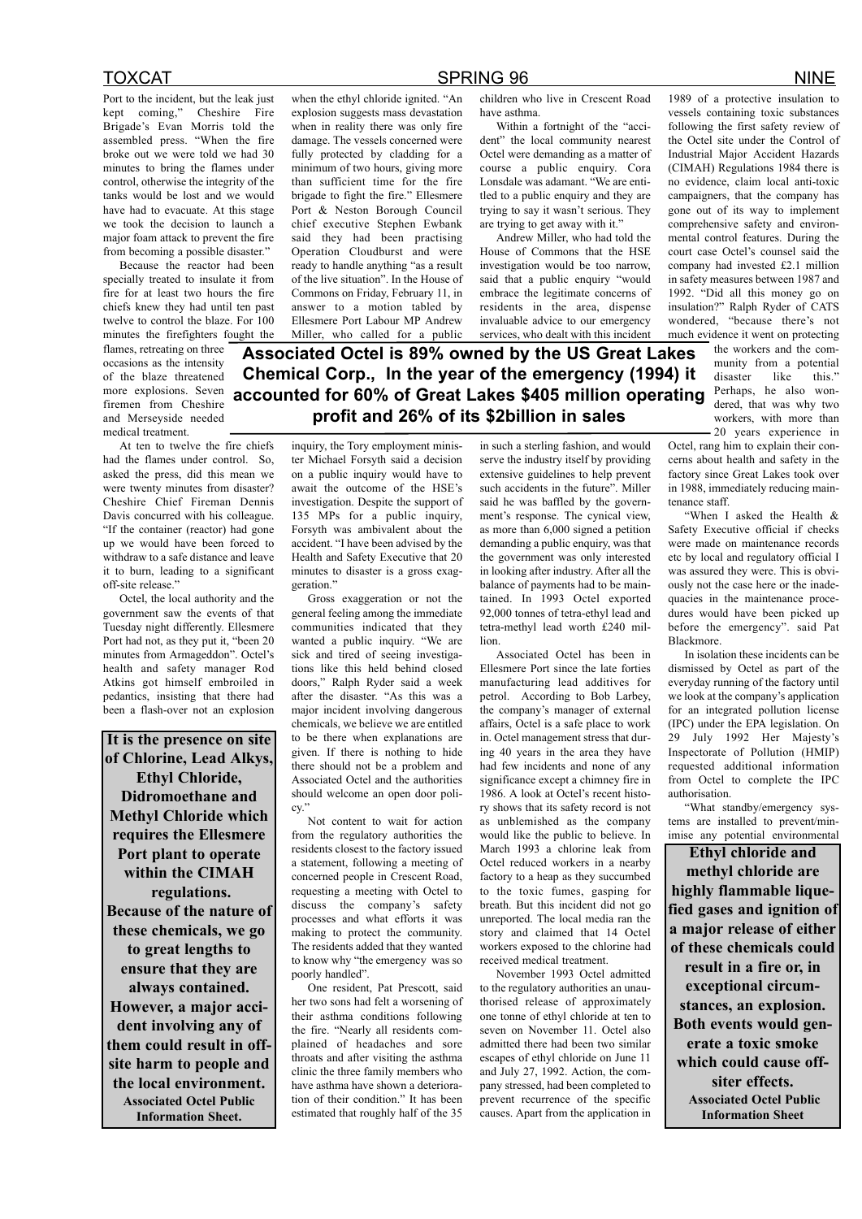Port to the incident, but the leak just kept coming," Cheshire Fire Brigade's Evan Morris told the assembled press. "When the fire broke out we were told we had 30 minutes to bring the flames under control, otherwise the integrity of the tanks would be lost and we would have had to evacuate. At this stage we took the decision to launch a major foam attack to prevent the fire from becoming a possible disaster."

Because the reactor had been specially treated to insulate it from fire for at least two hours the fire chiefs knew they had until ten past twelve to control the blaze. For 100 minutes the firefighters fought the flames, retreating on three occasions as the intensity of the blaze threatened more explosions. Seven firemen from Cheshire and Merseyside needed medical treatment.

At ten to twelve the fire chiefs had the flames under control. So, asked the press, did this mean we were twenty minutes from disaster? Cheshire Chief Fireman Dennis Davis concurred with his colleague. "If the container (reactor) had gone up we would have been forced to withdraw to a safe distance and leave it to burn, leading to a significant off-site release."

Octel, the local authority and the government saw the events of that Tuesday night differently. Ellesmere Port had not, as they put it, "been 20 minutes from Armageddon". Octel's health and safety manager Rod Atkins got himself embroiled in pedantics, insisting that there had been a flash-over not an explosion when the ethyl chloride ignited. "An explosion suggests mass devastation when in reality there was only fire damage. The vessels concerned were fully protected by cladding for a minimum of two hours, giving more than sufficient time for the fire brigade to fight the fire." Ellesmere Port & Neston Borough Council chief executive Stephen Ewbank said they had been practising Operation Cloudburst and were ready to handle anything "as a result of the live situation". In the House of Commons on Friday, February 11, in answer to a motion tabled by Ellesmere Port Labour MP Andrew Miller, who called for a public inquiry, the Tory employment minister Michael Forsyth said a decision on a public inquiry would have to await the outcome of the HSE's investigation. Despite the support of 135 MPs for a public inquiry, Forsyth was ambivalent about the accident. "I have been advised by the Health and Safety Executive that 20 minutes to disaster is a gross exaggeration."

**It is the presence on site of Chlorine, Lead Alkys, Ethyl Chloride, Didromoethane and Methyl Chloride which requires the Ellesmere Port plant to operate within the CIMAH regulations. Because of the nature of these chemicals, we go to great lengths to ensure that they are always contained. However, a major accident involving any of them could result in off-site harm to people and the local environment.**
**Associated Octel Public Information Sheet.**

**Associated Octel is 89% owned by the US Great Lakes Chemical Corp., In the year of the emergency (1994) it accounted for 60% of Great Lakes $405 million operating profit and 26% of its $2billion in sales**

Gross exaggeration or not the general feeling among the immediate communities indicated that they wanted a public inquiry. "We are sick and tired of seeing investigations like this held behind closed doors," Ralph Ryder said a week after the disaster. "As this was a major incident involving dangerous chemicals, we believe we are entitled to be there when explanations are given. If there is nothing to hide there should not be a problem and Associated Octel and the authorities should welcome an open door policy."

Not content to wait for action from the regulatory authorities the residents closest to the factory issued a statement, following a meeting of concerned people in Crescent Road, requesting a meeting with Octel to discuss the company's safety processes and what efforts it was making to protect the community. The residents added that they wanted to know why "the emergency was so poorly handled".

One resident, Pat Prescott, said her two sons had felt a worsening of their asthma conditions following the fire. "Nearly all residents complained of headaches and sore throats and after visiting the asthma clinic the three family members who have asthma have shown a deterioration of their condition." It has been estimated that roughly half of the 35 children who live in Crescent Road have asthma.

Within a fortnight of the "accident" the local community nearest Octel were demanding as a matter of course a public enquiry. Cora Lonsdale was adamant. "We are entitled to a public enquiry and they are trying to get away with it. They are trying to say it wasn't serious. They are trying to get away with it."

Andrew Miller, who had told the House of Commons that the HSE investigation would be too narrow, said that a public enquiry "would embrace the legitimate concerns of residents in the area, dispense invaluable advice to our emergency services, who dealt with this incident in such a sterling fashion, and would serve the industry itself by providing extensive guidelines to help prevent such accidents in the future". Miller said he was baffled by the government's response. The cynical view, as more than 6,000 signed a petition demanding a public enquiry, was that the government was only interested in looking after industry. After all the balance of payments had to be maintained. In 1993 Octel exported 92,000 tonnes of tetra-ethyl lead and tetra-methyl lead worth £240 million.

Associated Octel has been in Ellesmere Port since the late forties manufacturing lead additives for petrol. According to Bob Larbey, the company's manager of external affairs, Octel is a safe place to work in. Octel management stress that during 40 years in the area they have had few incidents and none of any significance except a chimney fire in 1986. A look at Octel's recent history shows that its safety record is not as unblemished as the company would like the public to believe. In March 1993 a chlorine leak from Octel reduced workers in a nearby factory to a heap as they succumbed to the toxic fumes, gasping for breath. But this incident did not go unreported. The local media ran the story and claimed that 14 Octel workers exposed to the chlorine had received medical treatment.

November 1993 Octel admitted to the regulatory authorities an unauthorised release of approximately one tonne of ethyl chloride at ten to seven on November 11. Octel also admitted there had been two similar escapes of ethyl chloride on June 11 and July 27, 1992. Action, the company stressed, had been completed to prevent recurrence of the specific causes. Apart from the application in 1989 of a protective insulation to vessels containing toxic substances following the first safety review of the Octel site under the Control of Industrial Major Accident Hazards (CIMAH) Regulations 1984 there is no evidence, claim local anti-toxic campaigners, that the company has gone out of its way to implement comprehensive safety and environmental control features. During the court case Octel's counsel said the company had invested £2.1 million in safety measures between 1987 and 1992. "Did all this money go on insulation?" Ralph Ryder of CATS wondered, "because there's not much evidence it went on protecting the workers and the community from a potential disaster like this." Perhaps, he also wondered, that was why two workers, with more than 20 years experience in Octel, rang him to explain their concerns about health and safety in the factory since Great Lakes took over in 1988, immediately reducing maintenance staff.

"When I asked the Health & Safety Executive official if checks were made on maintenance records etc by local and regulatory official I was assured they were. This is obviously not the case here or the inadequacies in the maintenance procedures would have been picked up before the emergency". said Pat Blackmore.

In isolation these incidents can be dismissed by Octel as part of the everyday running of the factory until we look at the company's application for an integrated pollution license (IPC) under the EPA legislation. On 29 July 1992 Her Majesty's Inspectorate of Pollution (HMIP) requested additional information from Octel to complete the IPC authorisation.

"What standby/emergency systems are installed to prevent/minimise any potential environmental

**Ethyl chloride and methyl chloride are highly flammable liquefied gases and ignition of a major release of either of these chemicals could result in a fire or, in exceptional circumstances, an explosion. Both events would generate a toxic smoke which could cause offsiter effects.**
**Associated Octel Public Information Sheet**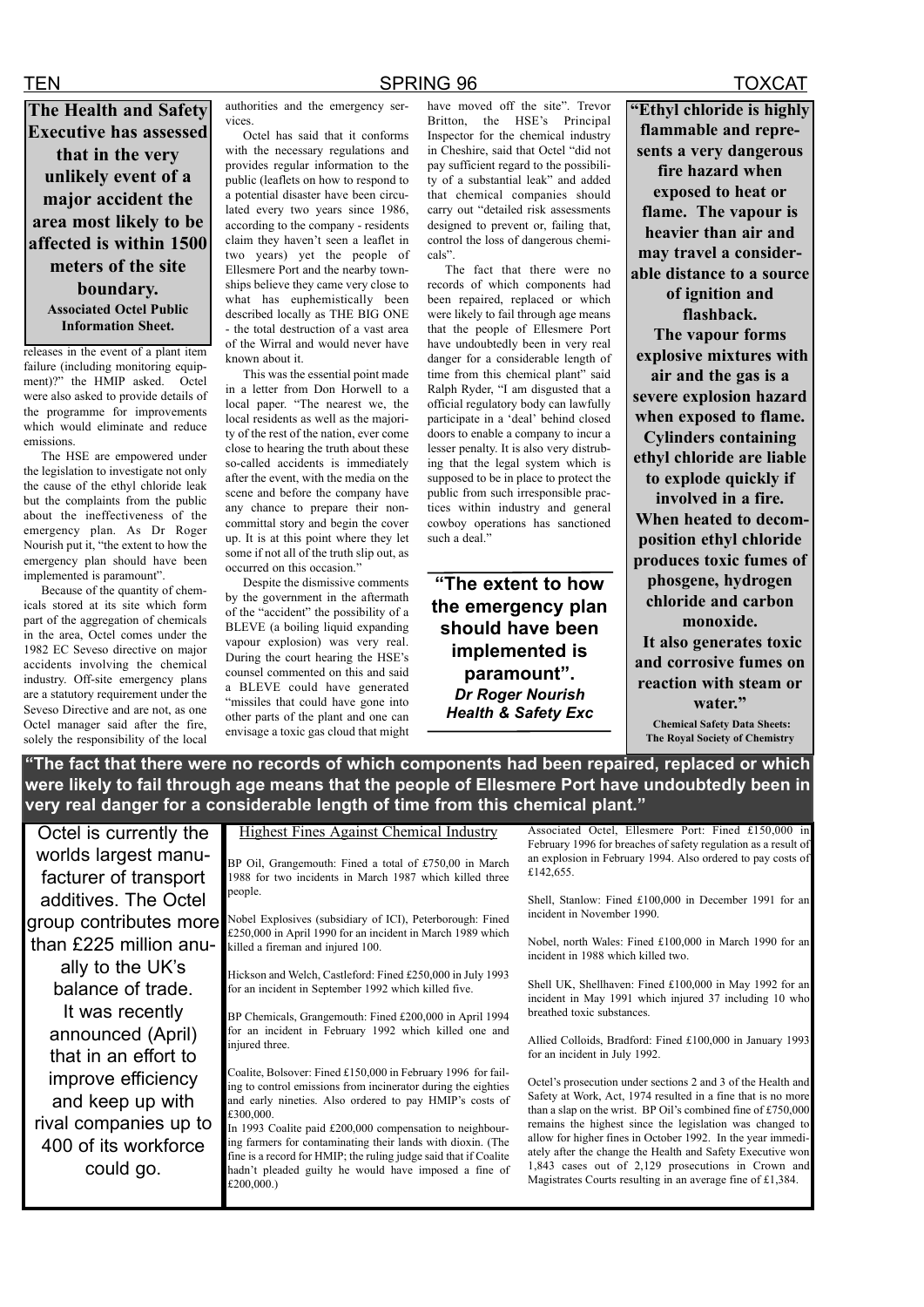**The Health and Safety Executive has assessed that in the very unlikely event of a major accident the area most likely to be affected is within 1500 meters of the site boundary.**

**Associated Octel Public Information Sheet.**

releases in the event of a plant item failure (including monitoring equipment)?" the HMIP asked. Octel were also asked to provide details of the programme for improvements which would eliminate and reduce emissions.

The HSE are empowered under the legislation to investigate not only the cause of the ethyl chloride leak but the complaints from the public about the ineffectiveness of the emergency plan. As Dr Roger Nourish put it, "the extent to how the emergency plan should have been implemented is paramount".

Because of the quantity of chemicals stored at its site which form part of the aggregation of chemicals in the area, Octel comes under the 1982 EC Seveso directive on major accidents involving the chemical industry. Off-site emergency plans are a statutory requirement under the Seveso Directive and are not, as one Octel manager said after the fire, solely the responsibility of the local authorities and the emergency services.

Octel has said that it conforms with the necessary regulations and provides regular information to the public (leaflets on how to respond to a potential disaster have been circulated every two years since 1986, according to the company - residents claim they haven't seen a leaflet in two years) yet the people of Ellesmere Port and the nearby townships believe they came very close to what has euphemistically been described locally as THE BIG ONE - the total destruction of a vast area of the Wirral and would never have known about it.

This was the essential point made in a letter from Don Horwell to a local paper. "The nearest we, the local residents as well as the majority of the rest of the nation, ever come close to hearing the truth about these so-called accidents is immediately after the event, with the media on the scene and before the company have any chance to prepare their non-committal story and begin the cover up. It is at this point where they let some if not all of the truth slip out, as occurred on this occasion."

Despite the dismissive comments by the government in the aftermath of the "accident" the possibility of a BLEVE (a boiling liquid expanding vapour explosion) was very real. During the court hearing the HSE's counsel commented on this and said a BLEVE could have generated "missiles that could have gone into other parts of the plant and one can envisage a toxic gas cloud that might have moved off the site". Trevor Britton, the HSE's Principal Inspector for the chemical industry in Cheshire, said that Octel "did not pay sufficient regard to the possibility of a substantial leak" and added that chemical companies should carry out "detailed risk assessments designed to prevent or, failing that, control the loss of dangerous chemicals".

The fact that there were no records of which components had been repaired, replaced or which were likely to fail through age means that the people of Ellesmere Port have undoubtedly been in very real danger for a considerable length of time from this chemical plant" said Ralph Ryder, "I am disgusted that a official regulatory body can lawfully participate in a 'deal' behind closed doors to enable a company to incur a lesser penalty. It is also very distrubing that the legal system which is supposed to be in place to protect the public from such irresponsible practices within industry and general cowboy operations has sanctioned such a deal."

**"The extent to how the emergency plan should have been implemented is paramount".**
***Dr Roger Nourish***
***Health & Safety Exc***

**"Ethyl chloride is highly flammable and represents a very dangerous fire hazard when exposed to heat or flame. The vapour is heavier than air and may travel a considerable distance to a source of ignition and flashback. The vapour forms explosive mixtures with air and the gas is a severe explosion hazard when exposed to flame. Cylinders containing ethyl chloride are liable to explode quickly if involved in a fire. When heated to decomposition ethyl chloride produces toxic fumes of phosgene, hydrogen chloride and carbon monoxide. It also generates toxic and corrosive fumes on reaction with steam or water."**

**Chemical Safety Data Sheets: The Royal Society of Chemistry**

**"The fact that there were no records of which components had been repaired, replaced or which were likely to fail through age means that the people of Ellesmere Port have undoubtedly been in very real danger for a considerable length of time from this chemical plant."**

Octel is currently the worlds largest manufacturer of transport additives. The Octel group contributes more than £225 million anually to the UK's balance of trade. It was recently announced (April) that in an effort to improve efficiency and keep up with rival companies up to 400 of its workforce could go.

## Highest Fines Against Chemical Industry

BP Oil, Grangemouth: Fined a total of £750,00 in March 1988 for two incidents in March 1987 which killed three people.

Nobel Explosives (subsidiary of ICI), Peterborough: Fined £250,000 in April 1990 for an incident in March 1989 which killed a fireman and injured 100.

Hickson and Welch, Castleford: Fined £250,000 in July 1993 for an incident in September 1992 which killed five.

BP Chemicals, Grangemouth: Fined £200,000 in April 1994 for an incident in February 1992 which killed one and injured three.

Coalite, Bolsover: Fined £150,000 in February 1996 for failing to control emissions from incinerator during the eighties and early nineties. Also ordered to pay HMIP's costs of £300,000.
In 1993 Coalite paid £200,000 compensation to neighbouring farmers for contaminating their lands with dioxin. (The fine is a record for HMIP; the ruling judge said that if Coalite hadn't pleaded guilty he would have imposed a fine of £200,000.)

Associated Octel, Ellesmere Port: Fined £150,000 in February 1996 for breaches of safety regulation as a result of an explosion in February 1994. Also ordered to pay costs of £142,655.

Shell, Stanlow: Fined £100,000 in December 1991 for an incident in November 1990.

Nobel, north Wales: Fined £100,000 in March 1990 for an incident in 1988 which killed two.

Shell UK, Shellhaven: Fined £100,000 in May 1992 for an incident in May 1991 which injured 37 including 10 who breathed toxic substances.

Allied Colloids, Bradford: Fined £100,000 in January 1993 for an incident in July 1992.

Octel's prosecution under sections 2 and 3 of the Health and Safety at Work, Act, 1974 resulted in a fine that is no more than a slap on the wrist. BP Oil's combined fine of £750,000 remains the highest since the legislation was changed to allow for higher fines in October 1992. In the year immediately after the change the Health and Safety Executive won 1,843 cases out of 2,129 prosecutions in Crown and Magistrates Courts resulting in an average fine of £1,384.